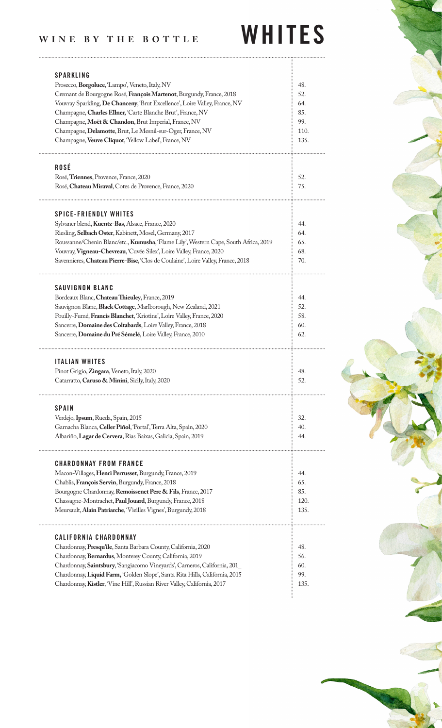# WINE BY THE BOTTLE — WHITES

## SPARKLING

| Wine | Price |
|---|---|
| Prosecco, **Borgoluce**, 'Lampo', Veneto, Italy, NV | 48. |
| Cremant de Bourgogne Rosé, **François Martenot**, Burgundy, France, 2018 | 52. |
| Vouvray Sparkling, **De Chanceny**, 'Brut Excellence', Loire Valley, France, NV | 64. |
| Champagne, **Charles Ellner,** 'Carte Blanche Brut', France, NV | 85. |
| Champagne, **Moët & Chandon**, Brut Imperial, France, NV | 99. |
| Champagne, **Delamotte**, Brut, Le Mesnil-sur-Oger, France, NV | 110. |
| Champagne, **Veuve Cliquot**, 'Yellow Label', France, NV | 135. |

## ROSÉ

| Wine | Price |
|---|---|
| Rosé, **Triennes**, Provence, France, 2020 | 52. |
| Rosé, **Chateau Miraval**, Cotes de Provence, France, 2020 | 75. |

## SPICE-FRIENDLY WHITES

| Wine | Price |
|---|---|
| Sylvaner blend, **Kuentz-Bas**, Alsace, France, 2020 | 44. |
| Riesling, **Selbach Oster**, Kabinett, Mosel, Germany, 2017 | 64. |
| Roussanne/Chenin Blanc/etc., **Kumusha**, 'Flame Lily', Western Cape, South Africa, 2019 | 65. |
| Vouvray, **Vigneau-Chevreau**, 'Cuvée Silex', Loire Valley, France, 2020 | 68. |
| Savennieres, **Chateau Pierre-Bise**, 'Clos de Coulaine', Loire Valley, France, 2018 | 70. |

## SAUVIGNON BLANC

| Wine | Price |
|---|---|
| Bordeaux Blanc, **Chateau Thieuley**, France, 2019 | 44. |
| Sauvignon Blanc, **Black Cottage**, Marlborough, New Zealand, 2021 | 52. |
| Pouilly-Fumé, **Francis Blanchet**, 'Kriotine', Loire Valley, France, 2020 | 58. |
| Sancerre, **Domaine des Coltabards**, Loire Valley, France, 2018 | 60. |
| Sancerre, **Domaine du Pré Sémelé**, Loire Valley, France, 2010 | 62. |

## ITALIAN WHITES

| Wine | Price |
|---|---|
| Pinot Grigio, **Zingara**, Veneto, Italy, 2020 | 48. |
| Catarratto, **Caruso & Minini**, Sicily, Italy, 2020 | 52. |

## SPAIN

| Wine | Price |
|---|---|
| Verdejo, **Ipsum**, Rueda, Spain, 2015 | 32. |
| Garnacha Blanca, **Celler Piñol**, 'Portal', Terra Alta, Spain, 2020 | 40. |
| Albariño, **Lagar de Cervera**, Rias Baixas, Galicia, Spain, 2019 | 44. |

## CHARDONNAY FROM FRANCE

| Wine | Price |
|---|---|
| Macon-Villages, **Henri Perrusset**, Burgundy, France, 2019 | 44. |
| Chablis, **François Servin**, Burgundy, France, 2018 | 65. |
| Bourgogne Chardonnay, **Remoissenet Pere & Fils**, France, 2017 | 85. |
| Chassagne-Montrachet, **Paul Jouard**, Burgundy, France, 2018 | 120. |
| Meursault, **Alain Patriarche**, 'Vieilles Vignes', Burgundy, 2018 | 135. |

## CALIFORNIA CHARDONNAY

| Wine | Price |
|---|---|
| Chardonnay, **Presqu'ile**, Santa Barbara County, California, 2020 | 48. |
| Chardonnay, **Bernardus**, Monterey County, California, 2019 | 56. |
| Chardonnay, **Saintsbury**, 'Sangiacomo Vineyards', Carneros, California, 201_ | 60. |
| Chardonnay, **Liquid Farm,** 'Golden Slope', Santa Rita Hills, California, 2015 | 99. |
| Chardonnay, **Kistler**, 'Vine Hill', Russian River Valley, California, 2017 | 135. |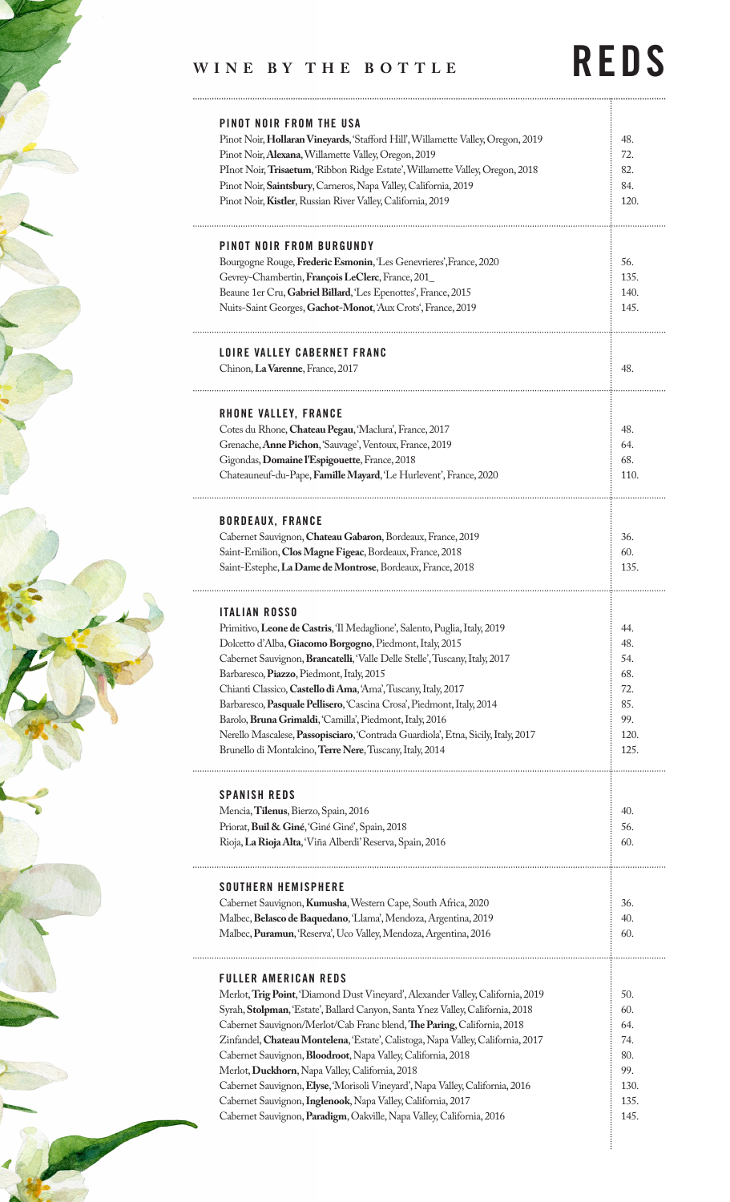# WINE BY THE BOTTLE

# REDS

## PINOT NOIR FROM THE USA

| | |
|---|---|
| Pinot Noir, **Hollaran Vineyards**, 'Stafford Hill', Willamette Valley, Oregon, 2019 | 48. |
| Pinot Noir, **Alexana**, Willamette Valley, Oregon, 2019 | 72. |
| PInot Noir, **Trisaetum**, 'Ribbon Ridge Estate', Willamette Valley, Oregon, 2018 | 82. |
| Pinot Noir, **Saintsbury**, Carneros, Napa Valley, California, 2019 | 84. |
| Pinot Noir, **Kistler**, Russian River Valley, California, 2019 | 120. |

## PINOT NOIR FROM BURGUNDY

| | |
|---|---|
| Bourgogne Rouge, **Frederic Esmonin**, 'Les Genevrieres', France, 2020 | 56. |
| Gevrey-Chambertin, **François LeClerc**, France, 201_ | 135. |
| Beaune 1er Cru, **Gabriel Billard**, 'Les Epenottes', France, 2015 | 140. |
| Nuits-Saint Georges, **Gachot-Monot**, 'Aux Crots', France, 2019 | 145. |

## LOIRE VALLEY CABERNET FRANC

| | |
|---|---|
| Chinon, **La Varenne**, France, 2017 | 48. |

## RHONE VALLEY, FRANCE

| | |
|---|---|
| Cotes du Rhone, **Chateau Pegau**, 'Maclura', France, 2017 | 48. |
| Grenache, **Anne Pichon**, 'Sauvage', Ventoux, France, 2019 | 64. |
| Gigondas, **Domaine l'Espigouette**, France, 2018 | 68. |
| Chateauneuf-du-Pape, **Famille Mayard**, 'Le Hurlevent', France, 2020 | 110. |

## BORDEAUX, FRANCE

| | |
|---|---|
| Cabernet Sauvignon, **Chateau Gabaron**, Bordeaux, France, 2019 | 36. |
| Saint-Emilion, **Clos Magne Figeac**, Bordeaux, France, 2018 | 60. |
| Saint-Estephe, **La Dame de Montrose**, Bordeaux, France, 2018 | 135. |

## ITALIAN ROSSO

| | |
|---|---|
| Primitivo, **Leone de Castris**, 'Il Medaglione', Salento, Puglia, Italy, 2019 | 44. |
| Dolcetto d'Alba, **Giacomo Borgogno**, Piedmont, Italy, 2015 | 48. |
| Cabernet Sauvignon, **Brancatelli**, 'Valle Delle Stelle', Tuscany, Italy, 2017 | 54. |
| Barbaresco, **Piazzo**, Piedmont, Italy, 2015 | 68. |
| Chianti Classico, **Castello di Ama**, 'Ama', Tuscany, Italy, 2017 | 72. |
| Barbaresco, **Pasquale Pellisero**, 'Cascina Crosa', Piedmont, Italy, 2014 | 85. |
| Barolo, **Bruna Grimaldi**, 'Camilla', Piedmont, Italy, 2016 | 99. |
| Nerello Mascalese, **Passopisciaro**, 'Contrada Guardiola', Etna, Sicily, Italy, 2017 | 120. |
| Brunello di Montalcino, **Terre Nere**, Tuscany, Italy, 2014 | 125. |

## SPANISH REDS

| | |
|---|---|
| Mencia, **Tilenus**, Bierzo, Spain, 2016 | 40. |
| Priorat, **Buil & Giné**, 'Giné Giné', Spain, 2018 | 56. |
| Rioja, **La Rioja Alta**, 'Viña Alberdi' Reserva, Spain, 2016 | 60. |

## SOUTHERN HEMISPHERE

| | |
|---|---|
| Cabernet Sauvignon, **Kumusha**, Western Cape, South Africa, 2020 | 36. |
| Malbec, **Belasco de Baquedano**, 'Llama', Mendoza, Argentina, 2019 | 40. |
| Malbec, **Puramun**, 'Reserva', Uco Valley, Mendoza, Argentina, 2016 | 60. |

## FULLER AMERICAN REDS

| | |
|---|---|
| Merlot, **Trig Point**, 'Diamond Dust Vineyard', Alexander Valley, California, 2019 | 50. |
| Syrah, **Stolpman**, 'Estate', Ballard Canyon, Santa Ynez Valley, California, 2018 | 60. |
| Cabernet Sauvignon/Merlot/Cab Franc blend, **The Paring**, California, 2018 | 64. |
| Zinfandel, **Chateau Montelena**, 'Estate', Calistoga, Napa Valley, California, 2017 | 74. |
| Cabernet Sauvignon, **Bloodroot**, Napa Valley, California, 2018 | 80. |
| Merlot, **Duckhorn**, Napa Valley, California, 2018 | 99. |
| Cabernet Sauvignon, **Elyse**, 'Morisoli Vineyard', Napa Valley, California, 2016 | 130. |
| Cabernet Sauvignon, **Inglenook**, Napa Valley, California, 2017 | 135. |
| Cabernet Sauvignon, **Paradigm**, Oakville, Napa Valley, California, 2016 | 145. |